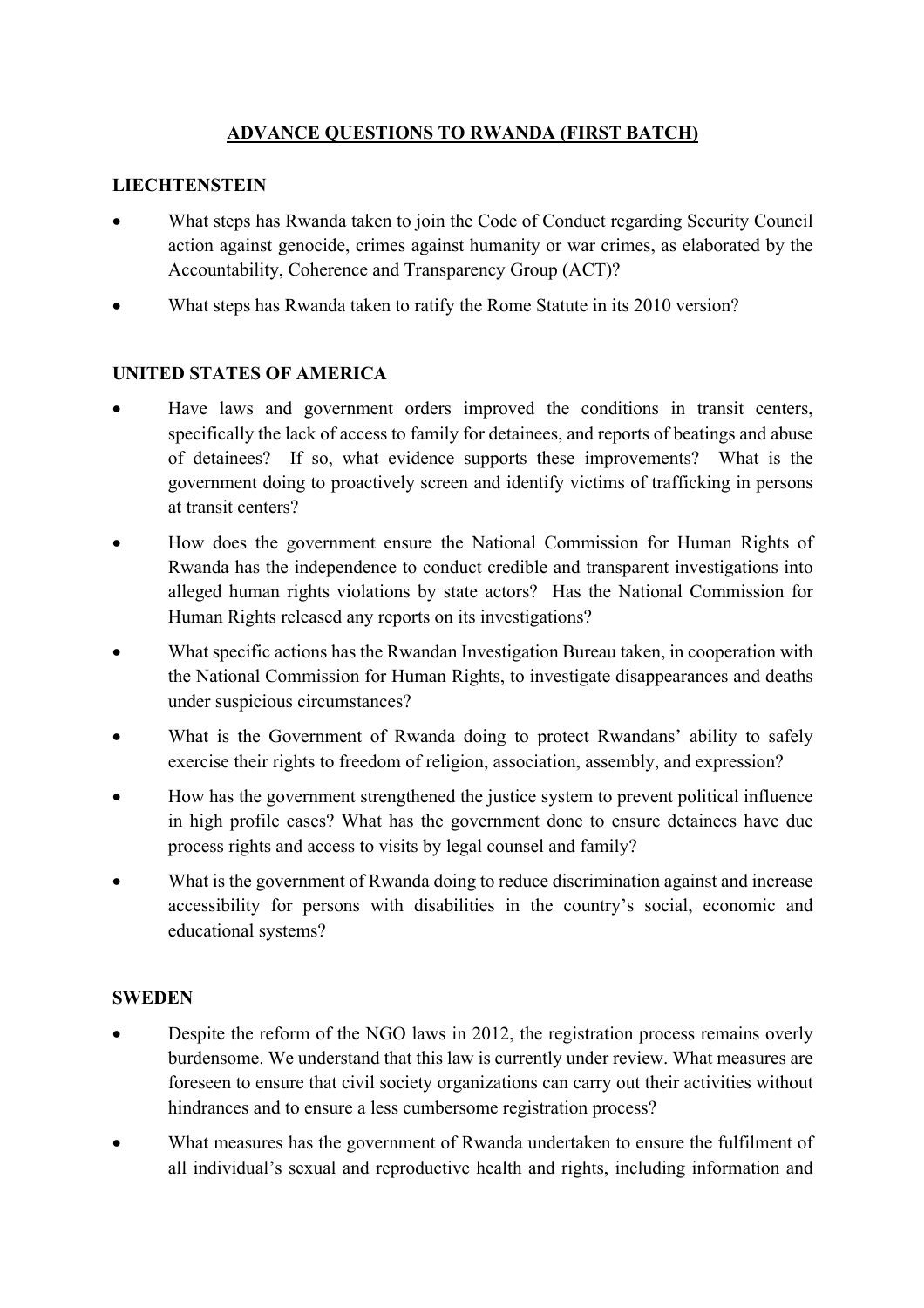# ADVANCE QUESTIONS TO RWANDA (FIRST BATCH)

## LIECHTENSTEIN

- What steps has Rwanda taken to join the Code of Conduct regarding Security Council action against genocide, crimes against humanity or war crimes, as elaborated by the Accountability, Coherence and Transparency Group (ACT)?
- What steps has Rwanda taken to ratify the Rome Statute in its 2010 version?

## UNITED STATES OF AMERICA

- Have laws and government orders improved the conditions in transit centers, specifically the lack of access to family for detainees, and reports of beatings and abuse of detainees? If so, what evidence supports these improvements? What is the government doing to proactively screen and identify victims of trafficking in persons at transit centers?
- How does the government ensure the National Commission for Human Rights of Rwanda has the independence to conduct credible and transparent investigations into alleged human rights violations by state actors? Has the National Commission for Human Rights released any reports on its investigations?
- What specific actions has the Rwandan Investigation Bureau taken, in cooperation with the National Commission for Human Rights, to investigate disappearances and deaths under suspicious circumstances?
- What is the Government of Rwanda doing to protect Rwandans' ability to safely exercise their rights to freedom of religion, association, assembly, and expression?
- How has the government strengthened the justice system to prevent political influence in high profile cases? What has the government done to ensure detainees have due process rights and access to visits by legal counsel and family?
- What is the government of Rwanda doing to reduce discrimination against and increase accessibility for persons with disabilities in the country's social, economic and educational systems?

## SWEDEN

- Despite the reform of the NGO laws in 2012, the registration process remains overly burdensome. We understand that this law is currently under review. What measures are foreseen to ensure that civil society organizations can carry out their activities without hindrances and to ensure a less cumbersome registration process?
- What measures has the government of Rwanda undertaken to ensure the fulfilment of all individual's sexual and reproductive health and rights, including information and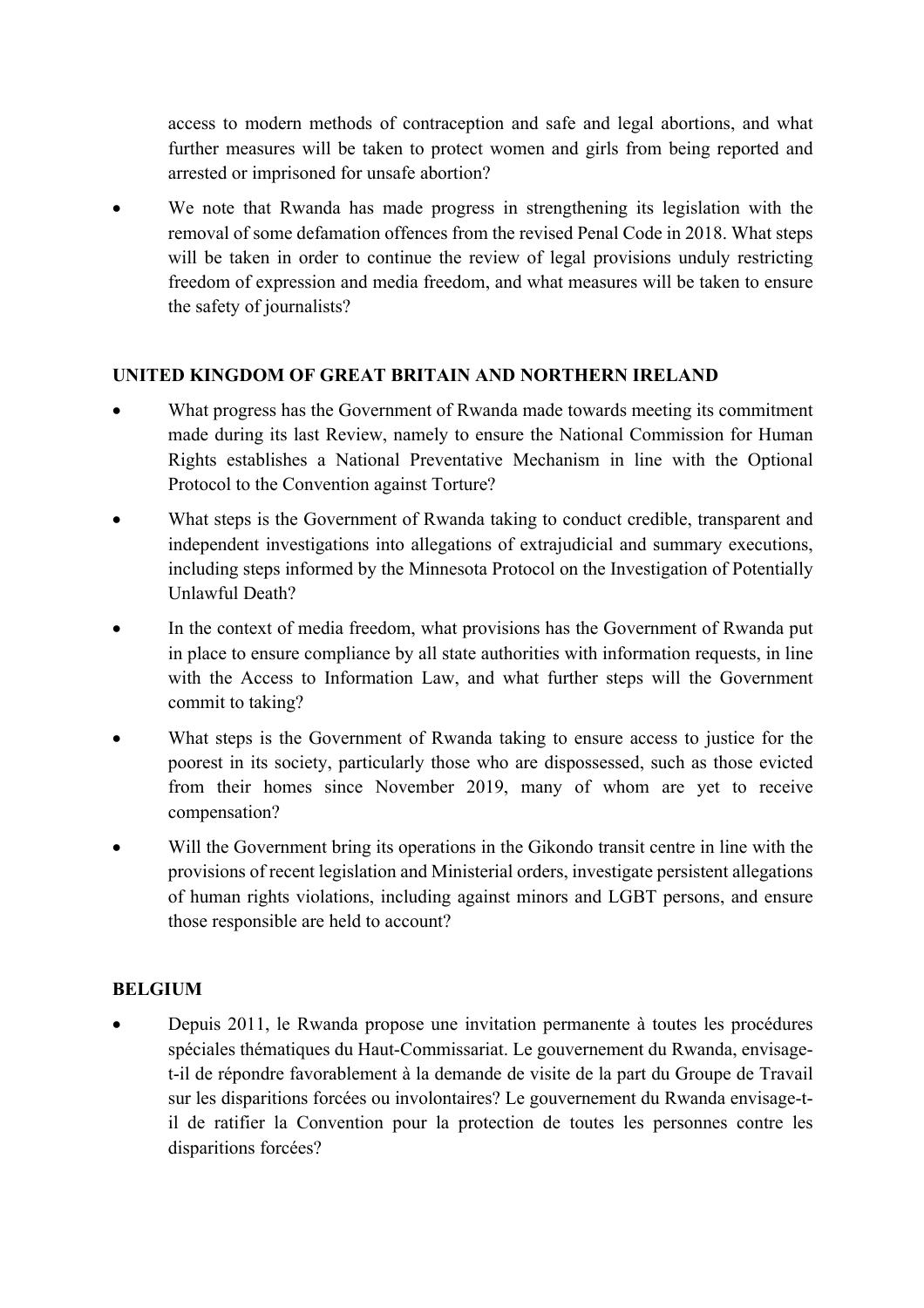access to modern methods of contraception and safe and legal abortions, and what further measures will be taken to protect women and girls from being reported and arrested or imprisoned for unsafe abortion?

- We note that Rwanda has made progress in strengthening its legislation with the removal of some defamation offences from the revised Penal Code in 2018. What steps will be taken in order to continue the review of legal provisions unduly restricting freedom of expression and media freedom, and what measures will be taken to ensure the safety of journalists?

## UNITED KINGDOM OF GREAT BRITAIN AND NORTHERN IRELAND

- What progress has the Government of Rwanda made towards meeting its commitment made during its last Review, namely to ensure the National Commission for Human Rights establishes a National Preventative Mechanism in line with the Optional Protocol to the Convention against Torture?
- What steps is the Government of Rwanda taking to conduct credible, transparent and independent investigations into allegations of extrajudicial and summary executions, including steps informed by the Minnesota Protocol on the Investigation of Potentially Unlawful Death?
- In the context of media freedom, what provisions has the Government of Rwanda put in place to ensure compliance by all state authorities with information requests, in line with the Access to Information Law, and what further steps will the Government commit to taking?
- What steps is the Government of Rwanda taking to ensure access to justice for the poorest in its society, particularly those who are dispossessed, such as those evicted from their homes since November 2019, many of whom are yet to receive compensation?
- Will the Government bring its operations in the Gikondo transit centre in line with the provisions of recent legislation and Ministerial orders, investigate persistent allegations of human rights violations, including against minors and LGBT persons, and ensure those responsible are held to account?

## BELGIUM

- Depuis 2011, le Rwanda propose une invitation permanente à toutes les procédures spéciales thématiques du Haut-Commissariat. Le gouvernement du Rwanda, envisage-t-il de répondre favorablement à la demande de visite de la part du Groupe de Travail sur les disparitions forcées ou involontaires? Le gouvernement du Rwanda envisage-t-il de ratifier la Convention pour la protection de toutes les personnes contre les disparitions forcées?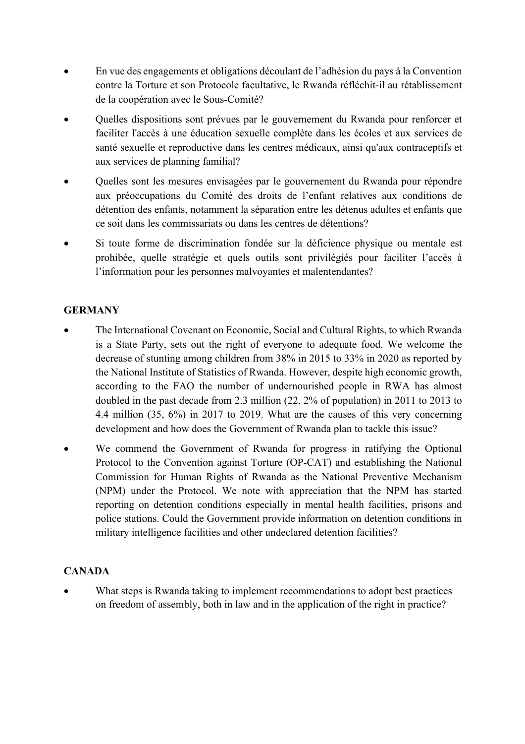- En vue des engagements et obligations découlant de l'adhésion du pays à la Convention contre la Torture et son Protocole facultative, le Rwanda réfléchit-il au rétablissement de la coopération avec le Sous-Comité?
- Quelles dispositions sont prévues par le gouvernement du Rwanda pour renforcer et faciliter l'accès à une éducation sexuelle complète dans les écoles et aux services de santé sexuelle et reproductive dans les centres médicaux, ainsi qu'aux contraceptifs et aux services de planning familial?
- Quelles sont les mesures envisagées par le gouvernement du Rwanda pour répondre aux préoccupations du Comité des droits de l'enfant relatives aux conditions de détention des enfants, notamment la séparation entre les détenus adultes et enfants que ce soit dans les commissariats ou dans les centres de détentions?
- Si toute forme de discrimination fondée sur la déficience physique ou mentale est prohibée, quelle stratégie et quels outils sont privilégiés pour faciliter l'accès à l'information pour les personnes malvoyantes et malentendantes?

**GERMANY**

- The International Covenant on Economic, Social and Cultural Rights, to which Rwanda is a State Party, sets out the right of everyone to adequate food. We welcome the decrease of stunting among children from 38% in 2015 to 33% in 2020 as reported by the National Institute of Statistics of Rwanda. However, despite high economic growth, according to the FAO the number of undernourished people in RWA has almost doubled in the past decade from 2.3 million (22, 2% of population) in 2011 to 2013 to 4.4 million (35, 6%) in 2017 to 2019. What are the causes of this very concerning development and how does the Government of Rwanda plan to tackle this issue?
- We commend the Government of Rwanda for progress in ratifying the Optional Protocol to the Convention against Torture (OP-CAT) and establishing the National Commission for Human Rights of Rwanda as the National Preventive Mechanism (NPM) under the Protocol. We note with appreciation that the NPM has started reporting on detention conditions especially in mental health facilities, prisons and police stations. Could the Government provide information on detention conditions in military intelligence facilities and other undeclared detention facilities?

**CANADA**

- What steps is Rwanda taking to implement recommendations to adopt best practices on freedom of assembly, both in law and in the application of the right in practice?